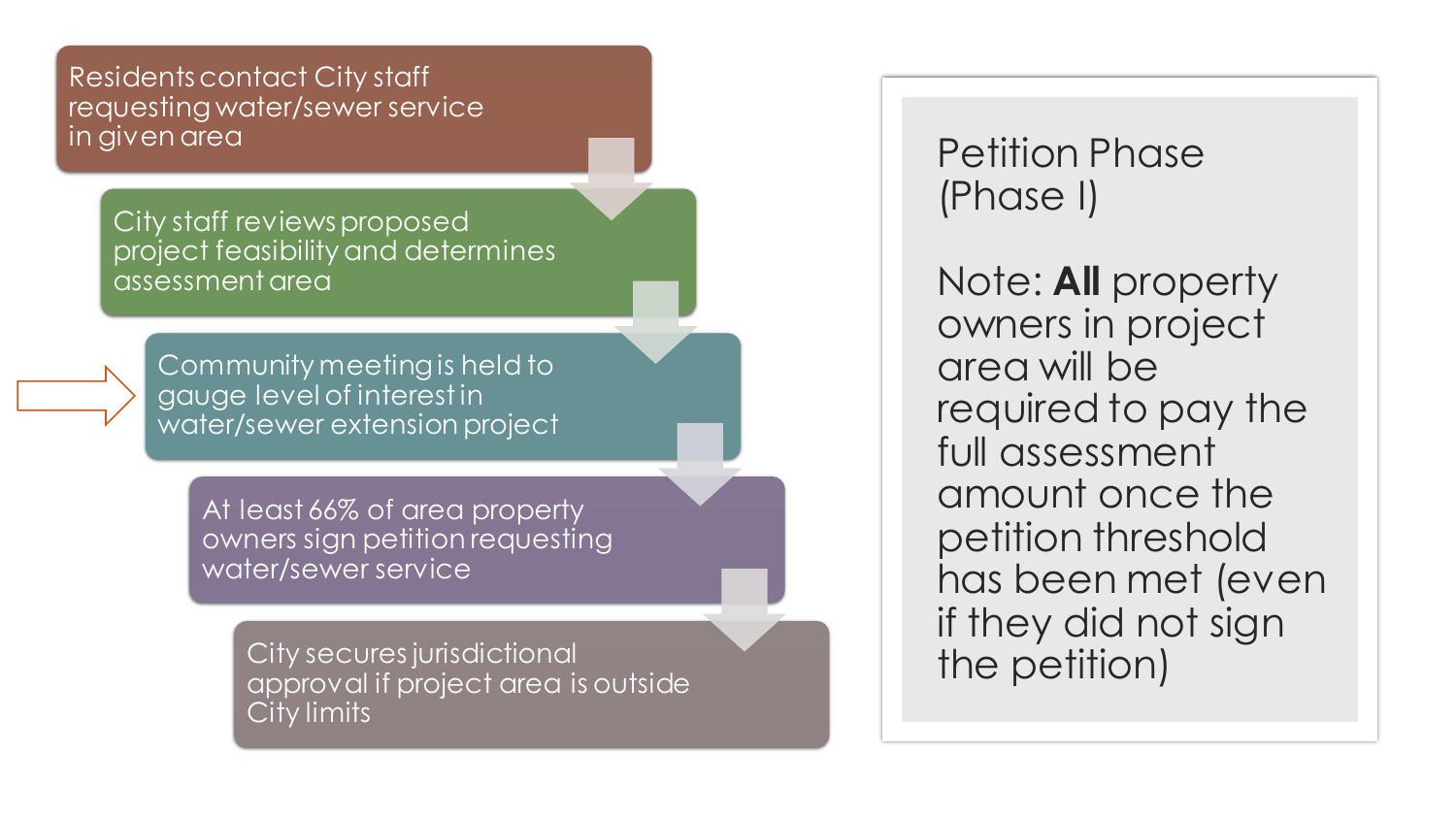1. Residents contact City staff requesting water/sewer service in given area
2. City staff reviews proposed project feasibility and determines assessment area
3. Community meeting is held to gauge level of interest in water/sewer extension project
4. At least 66% of area property owners sign petition requesting water/sewer service
5. City secures jurisdictional approval if project area is outside City limits

## Petition Phase (Phase I)

Note: **All** property owners in project area will be required to pay the full assessment amount once the petition threshold has been met (even if they did not sign the petition)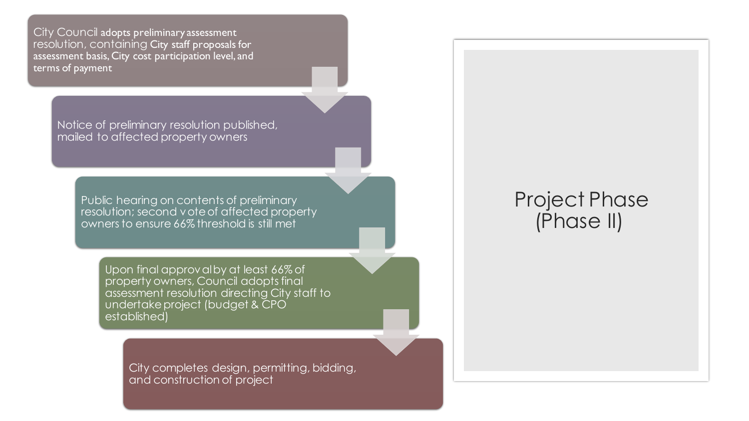# Project Phase (Phase II)

1. City Council adopts preliminary assessment resolution, containing City staff proposals for assessment basis, City cost participation level, and terms of payment
2. Notice of preliminary resolution published, mailed to affected property owners
3. Public hearing on contents of preliminary resolution; second vote of affected property owners to ensure 66% threshold is still met
4. Upon final approval by at least 66% of property owners, Council adopts final assessment resolution directing City staff to undertake project (budget & CPO established)
5. City completes design, permitting, bidding, and construction of project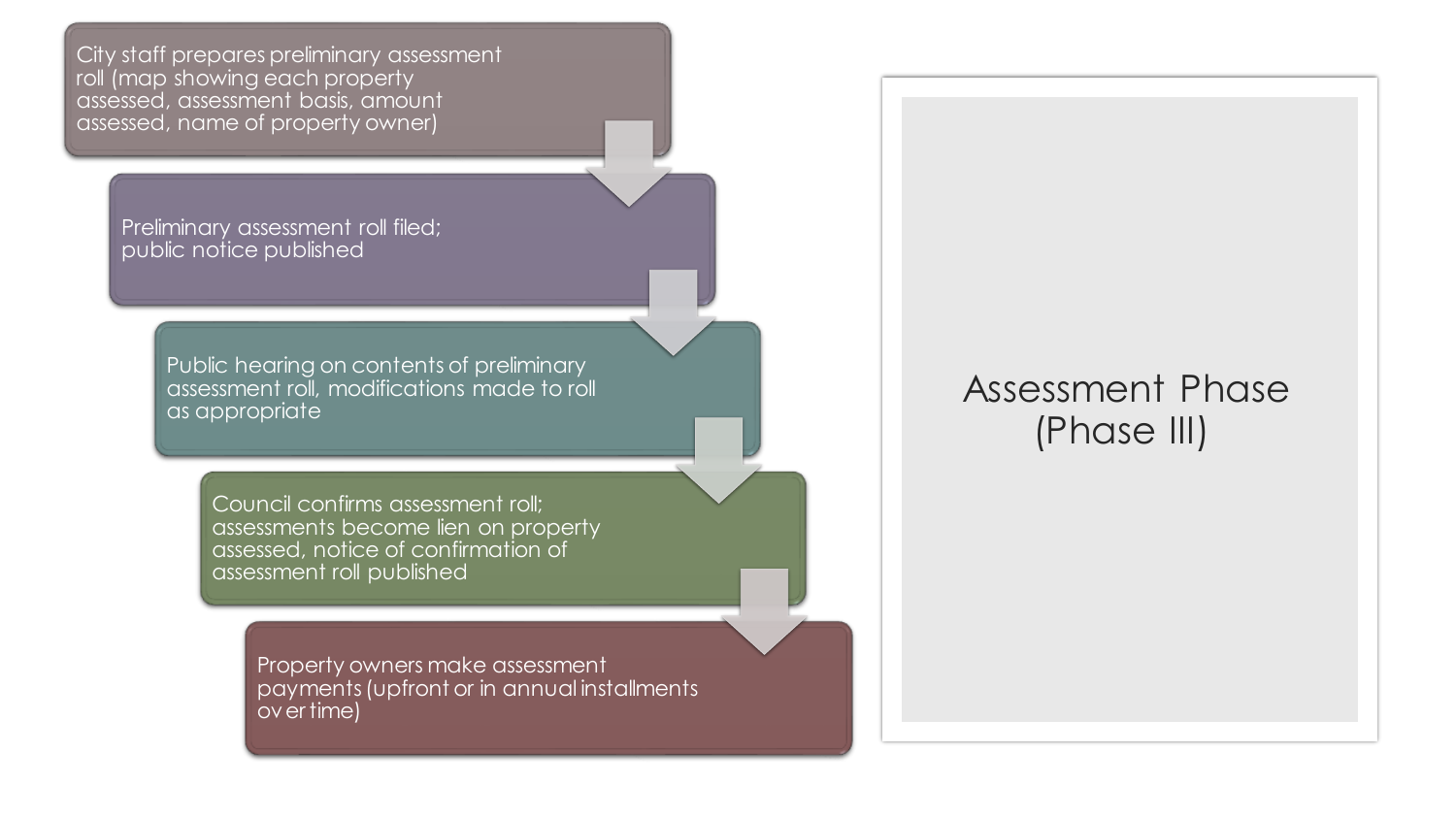# Assessment Phase (Phase III)

1. City staff prepares preliminary assessment roll (map showing each property assessed, assessment basis, amount assessed, name of property owner)
2. Preliminary assessment roll filed; public notice published
3. Public hearing on contents of preliminary assessment roll, modifications made to roll as appropriate
4. Council confirms assessment roll; assessments become lien on property assessed, notice of confirmation of assessment roll published
5. Property owners make assessment payments (upfront or in annual installments over time)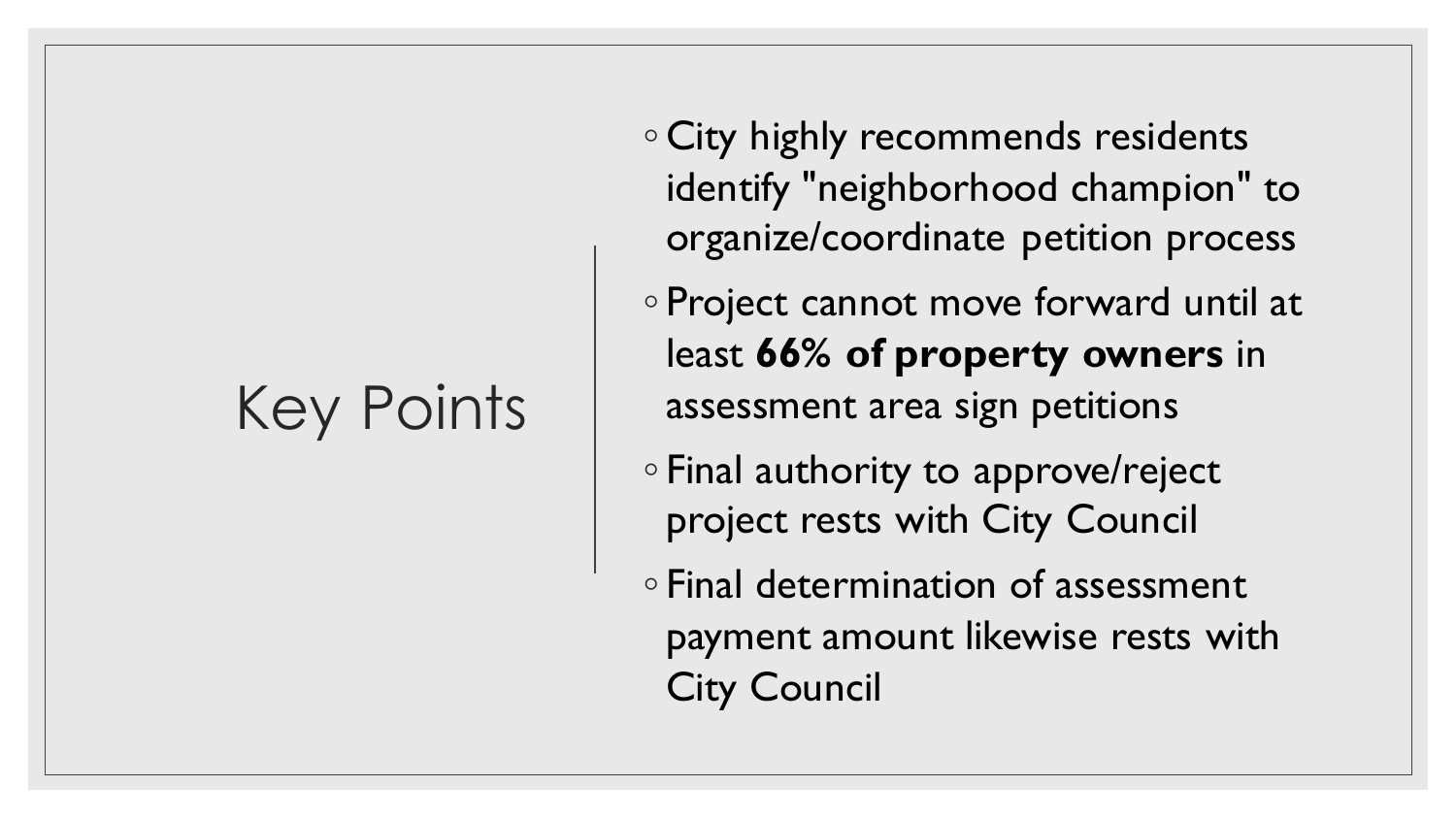# Key Points

- City highly recommends residents identify "neighborhood champion" to organize/coordinate petition process
- Project cannot move forward until at least **66% of property owners** in assessment area sign petitions
- Final authority to approve/reject project rests with City Council
- Final determination of assessment payment amount likewise rests with City Council